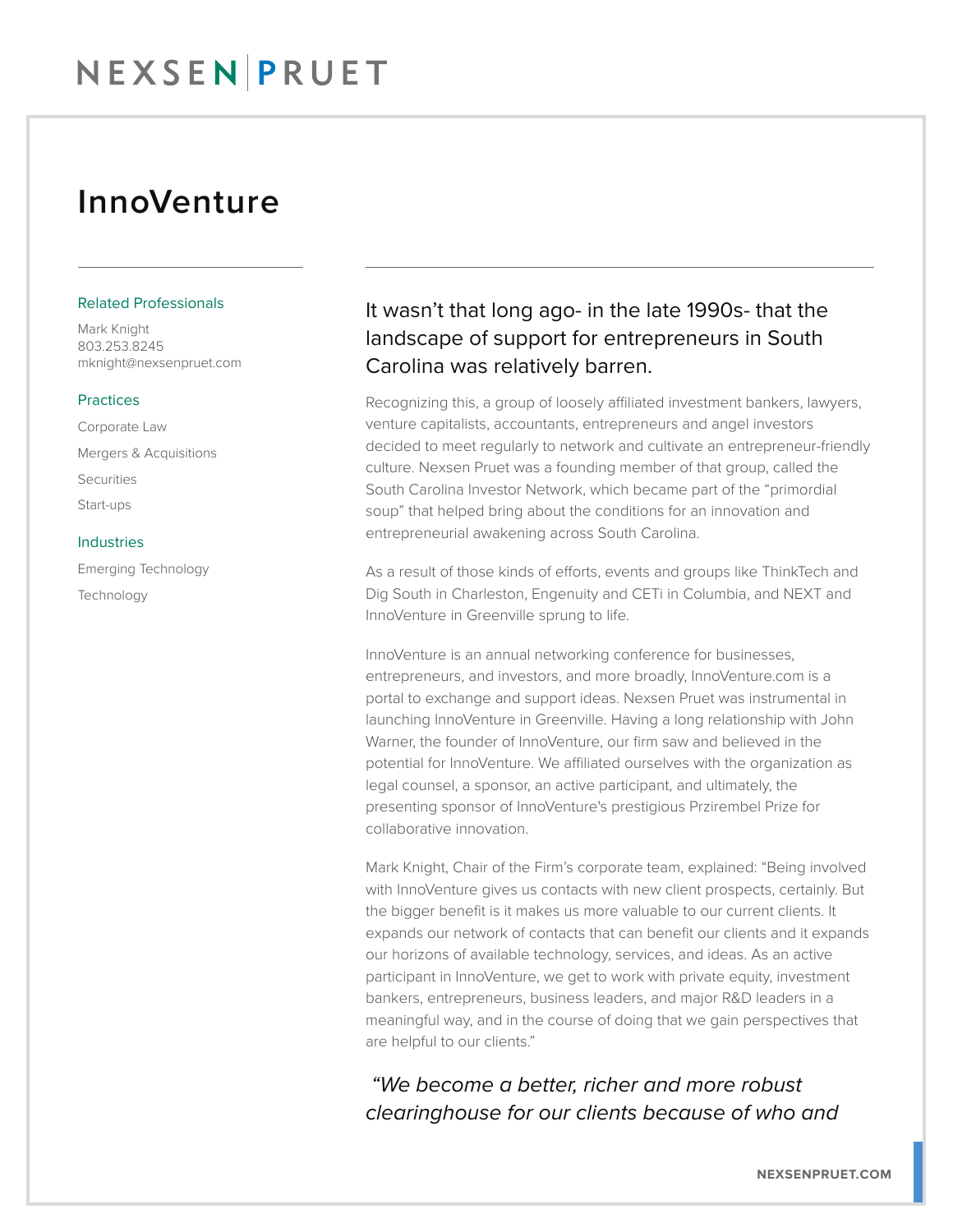# InnoVenture

### Related Professionals

Mark Knight
803.253.8245
mknight@nexsenpruet.com

### Practices

Corporate Law

Mergers & Acquisitions

Securities

Start-ups

### Industries

Emerging Technology

Technology

## It wasn't that long ago- in the late 1990s- that the landscape of support for entrepreneurs in South Carolina was relatively barren.

Recognizing this, a group of loosely affiliated investment bankers, lawyers, venture capitalists, accountants, entrepreneurs and angel investors decided to meet regularly to network and cultivate an entrepreneur-friendly culture. Nexsen Pruet was a founding member of that group, called the South Carolina Investor Network, which became part of the "primordial soup" that helped bring about the conditions for an innovation and entrepreneurial awakening across South Carolina.

As a result of those kinds of efforts, events and groups like ThinkTech and Dig South in Charleston, Engenuity and CETi in Columbia, and NEXT and InnoVenture in Greenville sprung to life.

InnoVenture is an annual networking conference for businesses, entrepreneurs, and investors, and more broadly, InnoVenture.com is a portal to exchange and support ideas. Nexsen Pruet was instrumental in launching InnoVenture in Greenville. Having a long relationship with John Warner, the founder of InnoVenture, our firm saw and believed in the potential for InnoVenture. We affiliated ourselves with the organization as legal counsel, a sponsor, an active participant, and ultimately, the presenting sponsor of InnoVenture's prestigious Przirembel Prize for collaborative innovation.

Mark Knight, Chair of the Firm's corporate team, explained: "Being involved with InnoVenture gives us contacts with new client prospects, certainly. But the bigger benefit is it makes us more valuable to our current clients. It expands our network of contacts that can benefit our clients and it expands our horizons of available technology, services, and ideas. As an active participant in InnoVenture, we get to work with private equity, investment bankers, entrepreneurs, business leaders, and major R&D leaders in a meaningful way, and in the course of doing that we gain perspectives that are helpful to our clients."

*"We become a better, richer and more robust clearinghouse for our clients because of who and*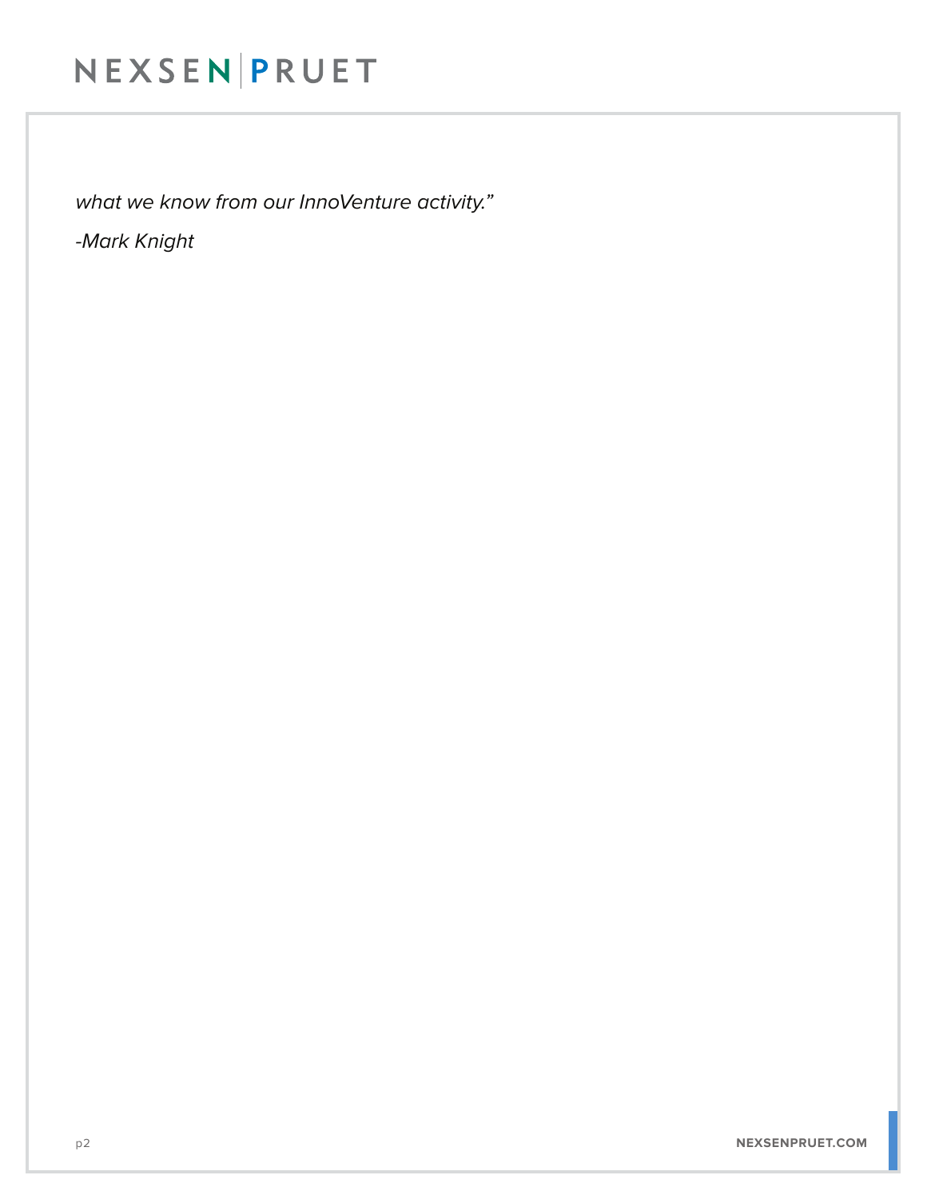*what we know from our InnoVenture activity."*

*-Mark Knight*